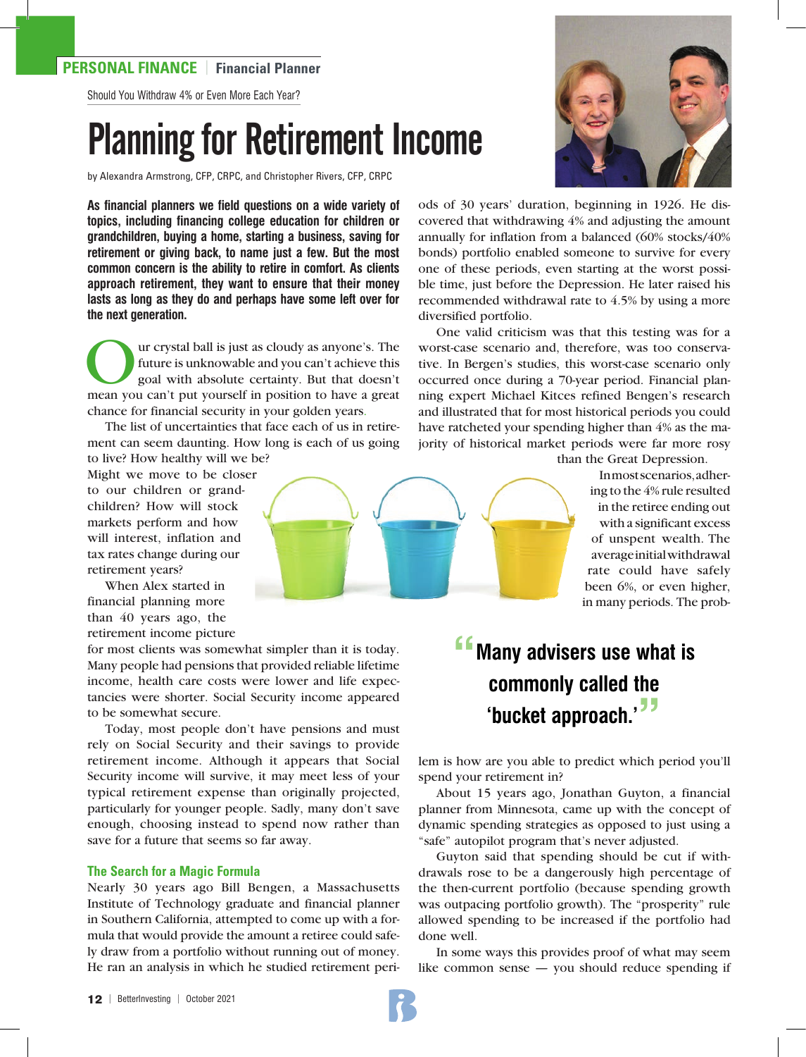PERSONAL FINANCE | Financial Planner

Should You Withdraw 4% or Even More Each Year?

# Planning for Retirement Income

by Alexandra Armstrong, CFP, CRPC, and Christopher Rivers, CFP, CRPC

**As financial planners we field questions on a wide variety of topics, including financing college education for children or grandchildren, buying a home, starting a business, saving for retirement or giving back, to name just a few. But the most common concern is the ability to retire in comfort. As clients approach retirement, they want to ensure that their money lasts as long as they do and perhaps have some left over for the next generation.**

Our crystal ball is just as cloudy as anyone's. The future is unknowable and you can't achieve this goal with absolute certainty. But that doesn't mean you can't put yourself in position to have a great chance for financial security in your golden years.

The list of uncertainties that face each of us in retirement can seem daunting. How long is each of us going to live? How healthy will we be? Might we move to be closer to our children or grandchildren? How will stock markets perform and how will interest, inflation and tax rates change during our retirement years?

When Alex started in financial planning more than 40 years ago, the retirement income picture for most clients was somewhat simpler than it is today. Many people had pensions that provided reliable lifetime income, health care costs were lower and life expectancies were shorter. Social Security income appeared to be somewhat secure.

Today, most people don't have pensions and must rely on Social Security and their savings to provide retirement income. Although it appears that Social Security income will survive, it may meet less of your typical retirement expense than originally projected, particularly for younger people. Sadly, many don't save enough, choosing instead to spend now rather than save for a future that seems so far away.

## The Search for a Magic Formula

Nearly 30 years ago Bill Bengen, a Massachusetts Institute of Technology graduate and financial planner in Southern California, attempted to come up with a formula that would provide the amount a retiree could safely draw from a portfolio without running out of money. He ran an analysis in which he studied retirement periods of 30 years' duration, beginning in 1926. He discovered that withdrawing 4% and adjusting the amount annually for inflation from a balanced (60% stocks/40% bonds) portfolio enabled someone to survive for every one of these periods, even starting at the worst possible time, just before the Depression. He later raised his recommended withdrawal rate to 4.5% by using a more diversified portfolio.

One valid criticism was that this testing was for a worst-case scenario and, therefore, was too conservative. In Bergen's studies, this worst-case scenario only occurred once during a 70-year period. Financial planning expert Michael Kitces refined Bengen's research and illustrated that for most historical periods you could have ratcheted your spending higher than 4% as the majority of historical market periods were far more rosy than the Great Depression.

In most scenarios, adhering to the 4% rule resulted in the retiree ending out with a significant excess of unspent wealth. The average initial withdrawal rate could have safely been 6%, or even higher, in many periods. The problem is how are you able to predict which period you'll spend your retirement in?

> "Many advisers use what is commonly called the 'bucket approach.'"

About 15 years ago, Jonathan Guyton, a financial planner from Minnesota, came up with the concept of dynamic spending strategies as opposed to just using a "safe" autopilot program that's never adjusted.

Guyton said that spending should be cut if withdrawals rose to be a dangerously high percentage of the then-current portfolio (because spending growth was outpacing portfolio growth). The "prosperity" rule allowed spending to be increased if the portfolio had done well.

In some ways this provides proof of what may seem like common sense — you should reduce spending if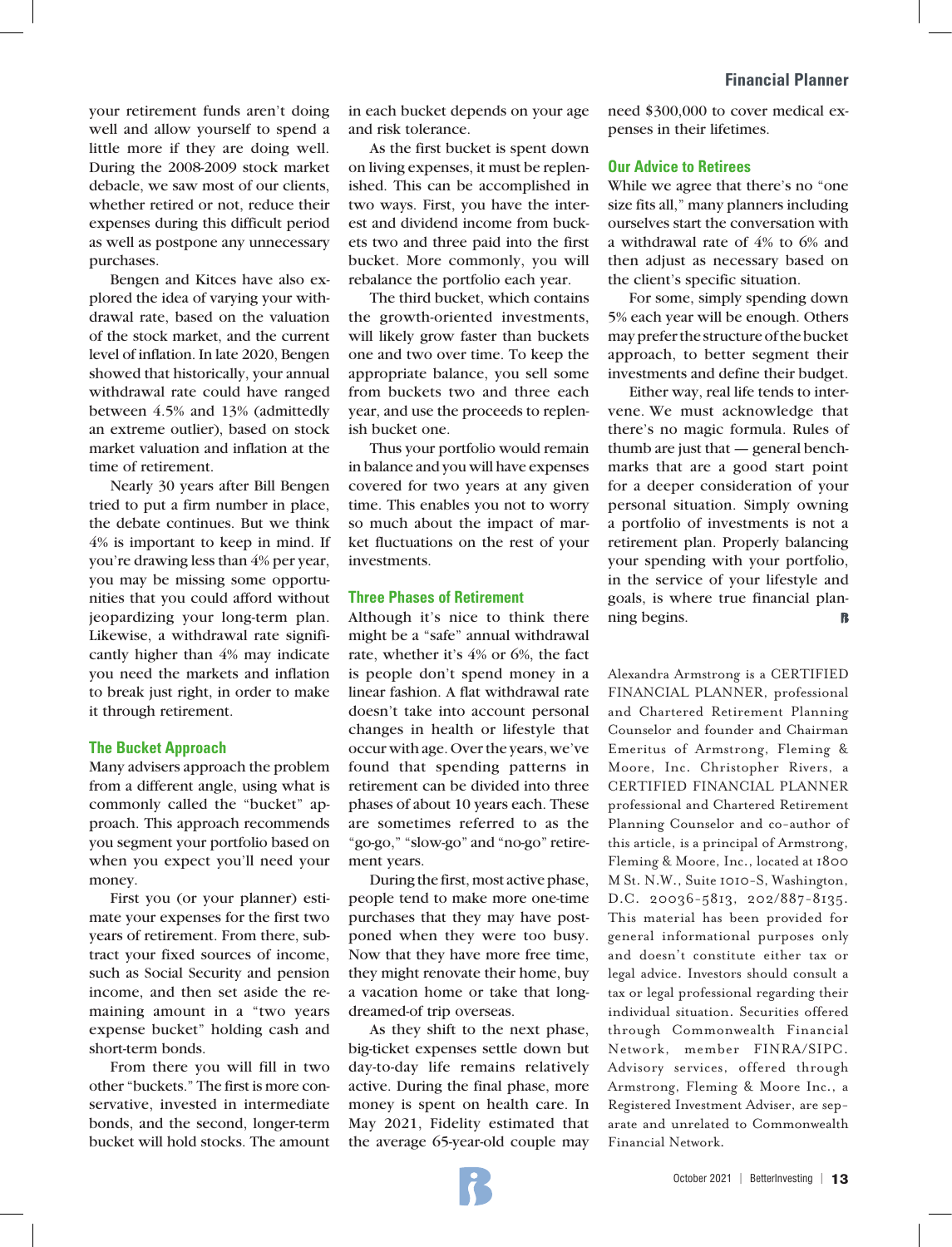your retirement funds aren't doing well and allow yourself to spend a little more if they are doing well. During the 2008-2009 stock market debacle, we saw most of our clients, whether retired or not, reduce their expenses during this difficult period as well as postpone any unnecessary purchases.

Bengen and Kitces have also explored the idea of varying your withdrawal rate, based on the valuation of the stock market, and the current level of inflation. In late 2020, Bengen showed that historically, your annual withdrawal rate could have ranged between 4.5% and 13% (admittedly an extreme outlier), based on stock market valuation and inflation at the time of retirement.

Nearly 30 years after Bill Bengen tried to put a firm number in place, the debate continues. But we think 4% is important to keep in mind. If you're drawing less than 4% per year, you may be missing some opportunities that you could afford without jeopardizing your long-term plan. Likewise, a withdrawal rate significantly higher than 4% may indicate you need the markets and inflation to break just right, in order to make it through retirement.

## The Bucket Approach

Many advisers approach the problem from a different angle, using what is commonly called the "bucket" approach. This approach recommends you segment your portfolio based on when you expect you'll need your money.

First you (or your planner) estimate your expenses for the first two years of retirement. From there, subtract your fixed sources of income, such as Social Security and pension income, and then set aside the remaining amount in a "two years expense bucket" holding cash and short-term bonds.

From there you will fill in two other "buckets." The first is more conservative, invested in intermediate bonds, and the second, longer-term bucket will hold stocks. The amount in each bucket depends on your age and risk tolerance.

As the first bucket is spent down on living expenses, it must be replenished. This can be accomplished in two ways. First, you have the interest and dividend income from buckets two and three paid into the first bucket. More commonly, you will rebalance the portfolio each year.

The third bucket, which contains the growth-oriented investments, will likely grow faster than buckets one and two over time. To keep the appropriate balance, you sell some from buckets two and three each year, and use the proceeds to replenish bucket one.

Thus your portfolio would remain in balance and you will have expenses covered for two years at any given time. This enables you not to worry so much about the impact of market fluctuations on the rest of your investments.

## Three Phases of Retirement

Although it's nice to think there might be a "safe" annual withdrawal rate, whether it's 4% or 6%, the fact is people don't spend money in a linear fashion. A flat withdrawal rate doesn't take into account personal changes in health or lifestyle that occur with age. Over the years, we've found that spending patterns in retirement can be divided into three phases of about 10 years each. These are sometimes referred to as the "go-go," "slow-go" and "no-go" retirement years.

During the first, most active phase, people tend to make more one-time purchases that they may have postponed when they were too busy. Now that they have more free time, they might renovate their home, buy a vacation home or take that long-dreamed-of trip overseas.

As they shift to the next phase, big-ticket expenses settle down but day-to-day life remains relatively active. During the final phase, more money is spent on health care. In May 2021, Fidelity estimated that the average 65-year-old couple may need $300,000 to cover medical expenses in their lifetimes.

## Our Advice to Retirees

While we agree that there's no "one size fits all," many planners including ourselves start the conversation with a withdrawal rate of 4% to 6% and then adjust as necessary based on the client's specific situation.

For some, simply spending down 5% each year will be enough. Others may prefer the structure of the bucket approach, to better segment their investments and define their budget.

Either way, real life tends to intervene. We must acknowledge that there's no magic formula. Rules of thumb are just that — general benchmarks that are a good start point for a deeper consideration of your personal situation. Simply owning a portfolio of investments is not a retirement plan. Properly balancing your spending with your portfolio, in the service of your lifestyle and goals, is where true financial planning begins.

Alexandra Armstrong is a CERTIFIED FINANCIAL PLANNER professional and Chartered Retirement Planning Counselor and founder and Chairman Emeritus of Armstrong, Fleming & Moore, Inc. Christopher Rivers, a CERTIFIED FINANCIAL PLANNER professional and Chartered Retirement Planning Counselor and co-author of this article, is a principal of Armstrong, Fleming & Moore, Inc., located at 1800 M St. N.W., Suite 1010-S, Washington, D.C. 20036-5813, 202/887-8135. This material has been provided for general informational purposes only and doesn't constitute either tax or legal advice. Investors should consult a tax or legal professional regarding their individual situation. Securities offered through Commonwealth Financial Network, member FINRA/SIPC. Advisory services, offered through Armstrong, Fleming & Moore Inc., a Registered Investment Adviser, are separate and unrelated to Commonwealth Financial Network.